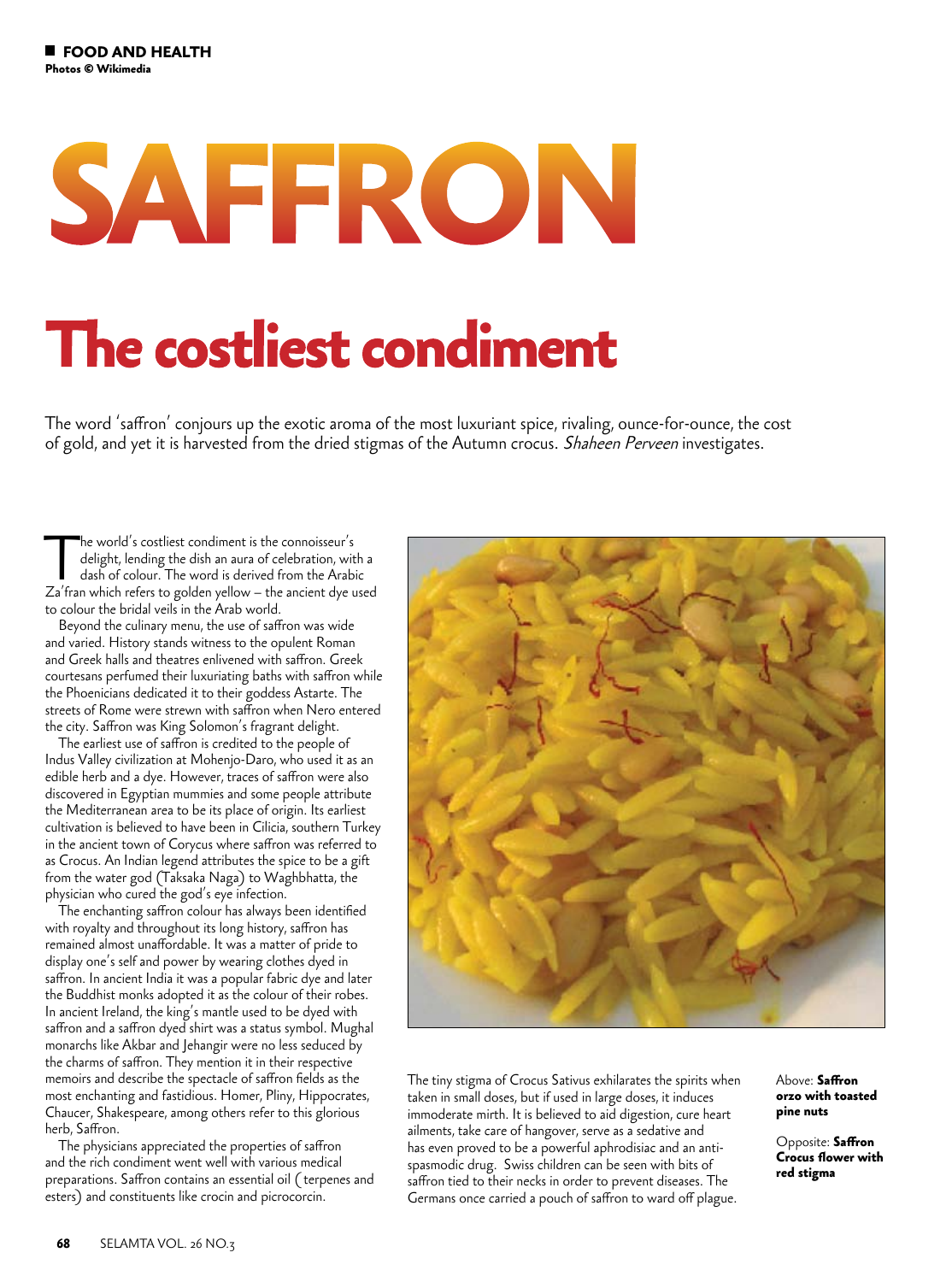FOOD AND HEALTH
Photos © Wikimedia

# SAFFRON

## The costliest condiment

The word 'saffron' conjours up the exotic aroma of the most luxuriant spice, rivaling, ounce-for-ounce, the cost of gold, and yet it is harvested from the dried stigmas of the Autumn crocus. *Shaheen Perveen* investigates.

The world's costliest condiment is the connoisseur's delight, lending the dish an aura of celebration, with a dash of colour. The word is derived from the Arabic Za'fran which refers to golden yellow – the ancient dye used to colour the bridal veils in the Arab world.

Beyond the culinary menu, the use of saffron was wide and varied. History stands witness to the opulent Roman and Greek halls and theatres enlivened with saffron. Greek courtesans perfumed their luxuriating baths with saffron while the Phoenicians dedicated it to their goddess Astarte. The streets of Rome were strewn with saffron when Nero entered the city. Saffron was King Solomon's fragrant delight.

The earliest use of saffron is credited to the people of Indus Valley civilization at Mohenjo-Daro, who used it as an edible herb and a dye. However, traces of saffron were also discovered in Egyptian mummies and some people attribute the Mediterranean area to be its place of origin. Its earliest cultivation is believed to have been in Cilicia, southern Turkey in the ancient town of Corycus where saffron was referred to as Crocus. An Indian legend attributes the spice to be a gift from the water god (Taksaka Naga) to Waghbhatta, the physician who cured the god's eye infection.

The enchanting saffron colour has always been identified with royalty and throughout its long history, saffron has remained almost unaffordable. It was a matter of pride to display one's self and power by wearing clothes dyed in saffron. In ancient India it was a popular fabric dye and later the Buddhist monks adopted it as the colour of their robes. In ancient Ireland, the king's mantle used to be dyed with saffron and a saffron dyed shirt was a status symbol. Mughal monarchs like Akbar and Jehangir were no less seduced by the charms of saffron. They mention it in their respective memoirs and describe the spectacle of saffron fields as the most enchanting and fastidious. Homer, Pliny, Hippocrates, Chaucer, Shakespeare, among others refer to this glorious herb, Saffron.

The physicians appreciated the properties of saffron and the rich condiment went well with various medical preparations. Saffron contains an essential oil (terpenes and esters) and constituents like crocin and picrocorcin.

The tiny stigma of Crocus Sativus exhilarates the spirits when taken in small doses, but if used in large doses, it induces immoderate mirth. It is believed to aid digestion, cure heart ailments, take care of hangover, serve as a sedative and has even proved to be a powerful aphrodisiac and an anti-spasmodic drug. Swiss children can be seen with bits of saffron tied to their necks in order to prevent diseases. The Germans once carried a pouch of saffron to ward off plague.

Above: **Saffron orzo with toasted pine nuts**

Opposite: **Saffron Crocus flower with red stigma**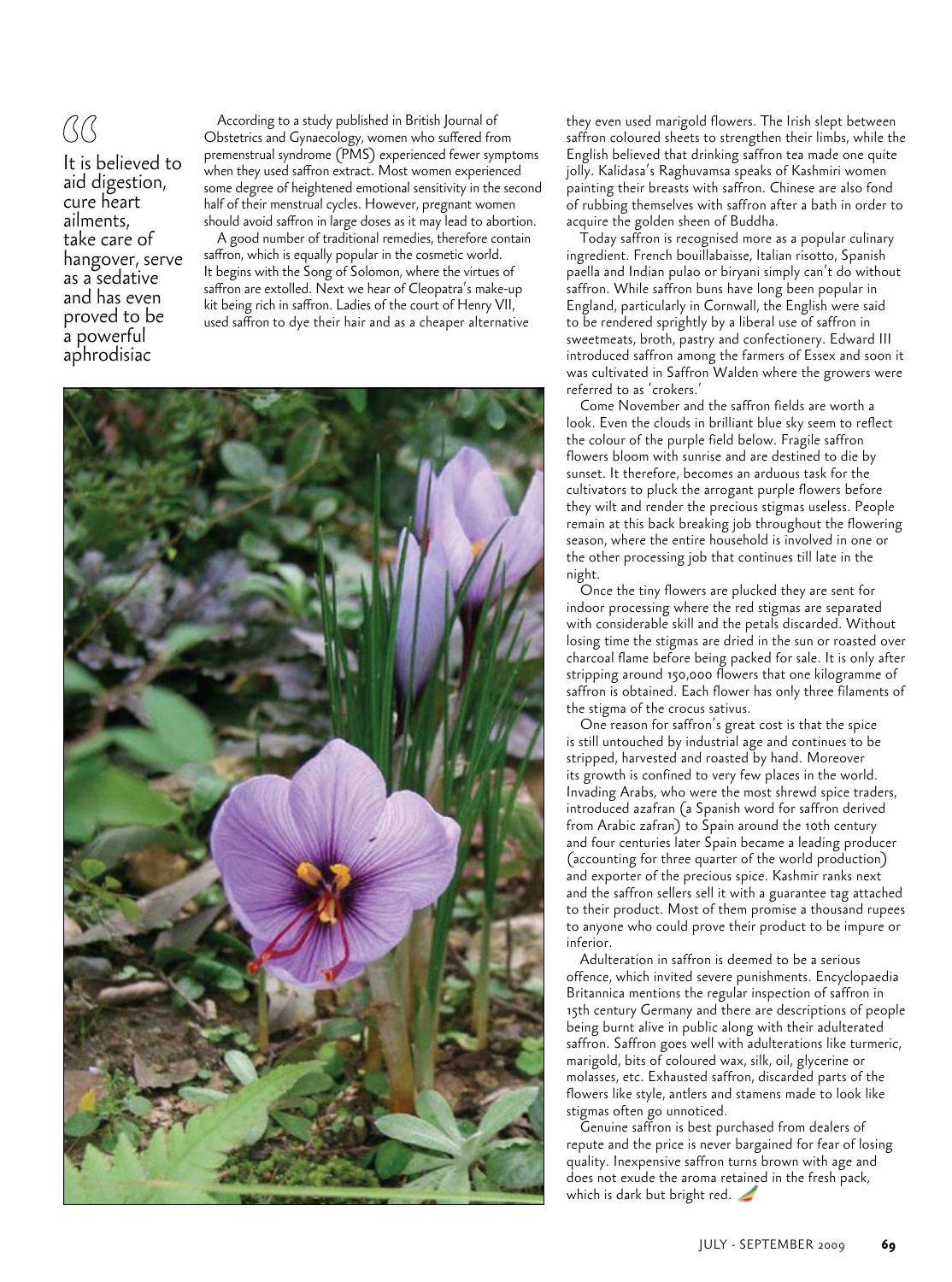> It is believed to aid digestion, cure heart ailments, take care of hangover, serve as a sedative and has even proved to be a powerful aphrodisiac

According to a study published in British Journal of Obstetrics and Gynaecology, women who suffered from premenstrual syndrome (PMS) experienced fewer symptoms when they used saffron extract. Most women experienced some degree of heightened emotional sensitivity in the second half of their menstrual cycles. However, pregnant women should avoid saffron in large doses as it may lead to abortion.

A good number of traditional remedies, therefore contain saffron, which is equally popular in the cosmetic world. It begins with the Song of Solomon, where the virtues of saffron are extolled. Next we hear of Cleopatra's make-up kit being rich in saffron. Ladies of the court of Henry VII, used saffron to dye their hair and as a cheaper alternative they even used marigold flowers. The Irish slept between saffron coloured sheets to strengthen their limbs, while the English believed that drinking saffron tea made one quite jolly. Kalidasa's Raghuvamsa speaks of Kashmiri women painting their breasts with saffron. Chinese are also fond of rubbing themselves with saffron after a bath in order to acquire the golden sheen of Buddha.

Today saffron is recognised more as a popular culinary ingredient. French bouillabaisse, Italian risotto, Spanish paella and Indian pulao or biryani simply can't do without saffron. While saffron buns have long been popular in England, particularly in Cornwall, the English were said to be rendered sprightly by a liberal use of saffron in sweetmeats, broth, pastry and confectionery. Edward III introduced saffron among the farmers of Essex and soon it was cultivated in Saffron Walden where the growers were referred to as 'crokers.'

Come November and the saffron fields are worth a look. Even the clouds in brilliant blue sky seem to reflect the colour of the purple field below. Fragile saffron flowers bloom with sunrise and are destined to die by sunset. It therefore, becomes an arduous task for the cultivators to pluck the arrogant purple flowers before they wilt and render the precious stigmas useless. People remain at this back breaking job throughout the flowering season, where the entire household is involved in one or the other processing job that continues till late in the night.

Once the tiny flowers are plucked they are sent for indoor processing where the red stigmas are separated with considerable skill and the petals discarded. Without losing time the stigmas are dried in the sun or roasted over charcoal flame before being packed for sale. It is only after stripping around 150,000 flowers that one kilogramme of saffron is obtained. Each flower has only three filaments of the stigma of the crocus sativus.

One reason for saffron's great cost is that the spice is still untouched by industrial age and continues to be stripped, harvested and roasted by hand. Moreover its growth is confined to very few places in the world. Invading Arabs, who were the most shrewd spice traders, introduced azafran (a Spanish word for saffron derived from Arabic zafran) to Spain around the 10th century and four centuries later Spain became a leading producer (accounting for three quarter of the world production) and exporter of the precious spice. Kashmir ranks next and the saffron sellers sell it with a guarantee tag attached to their product. Most of them promise a thousand rupees to anyone who could prove their product to be impure or inferior.

Adulteration in saffron is deemed to be a serious offence, which invited severe punishments. Encyclopaedia Britannica mentions the regular inspection of saffron in 15th century Germany and there are descriptions of people being burnt alive in public along with their adulterated saffron. Saffron goes well with adulterations like turmeric, marigold, bits of coloured wax, silk, oil, glycerine or molasses, etc. Exhausted saffron, discarded parts of the flowers like style, antlers and stamens made to look like stigmas often go unnoticed.

Genuine saffron is best purchased from dealers of repute and the price is never bargained for fear of losing quality. Inexpensive saffron turns brown with age and does not exude the aroma retained in the fresh pack, which is dark but bright red.